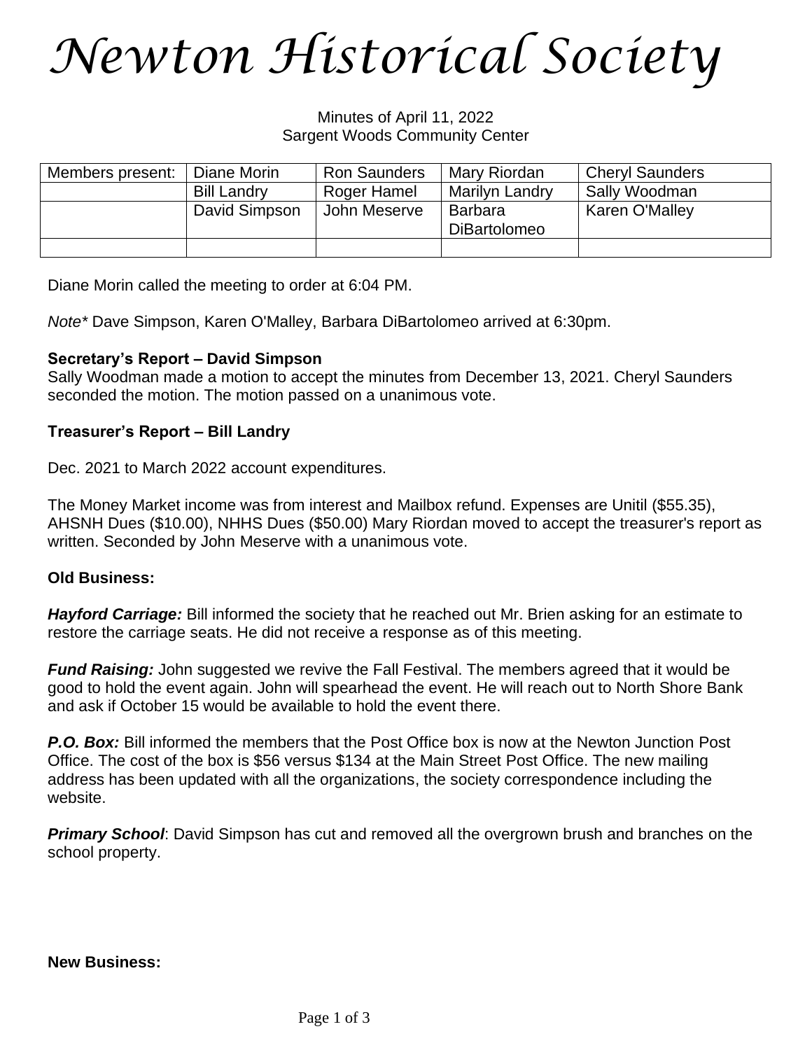# *Newton Historical Society*

Minutes of April 11, 2022
Sargent Woods Community Center

| Members present: | Diane Morin | Ron Saunders | Mary Riordan | Cheryl Saunders |
|---|---|---|---|---|
| | Bill Landry | Roger Hamel | Marilyn Landry | Sally Woodman |
| | David Simpson | John Meserve | Barbara DiBartolomeo | Karen O'Malley |
| | | | | |

Diane Morin called the meeting to order at 6:04 PM.

*Note** Dave Simpson, Karen O'Malley, Barbara DiBartolomeo arrived at 6:30pm.

**Secretary's Report – David Simpson**
Sally Woodman made a motion to accept the minutes from December 13, 2021. Cheryl Saunders seconded the motion. The motion passed on a unanimous vote.

**Treasurer's Report – Bill Landry**

Dec. 2021 to March 2022 account expenditures.

The Money Market income was from interest and Mailbox refund. Expenses are Unitil ($55.35), AHSNH Dues ($10.00), NHHS Dues ($50.00) Mary Riordan moved to accept the treasurer's report as written. Seconded by John Meserve with a unanimous vote.

**Old Business:**

***Hayford Carriage:*** Bill informed the society that he reached out Mr. Brien asking for an estimate to restore the carriage seats. He did not receive a response as of this meeting.

***Fund Raising:*** John suggested we revive the Fall Festival. The members agreed that it would be good to hold the event again. John will spearhead the event. He will reach out to North Shore Bank and ask if October 15 would be available to hold the event there.

***P.O. Box:*** Bill informed the members that the Post Office box is now at the Newton Junction Post Office. The cost of the box is $56 versus $134 at the Main Street Post Office. The new mailing address has been updated with all the organizations, the society correspondence including the website.

***Primary School***: David Simpson has cut and removed all the overgrown brush and branches on the school property.

**New Business:**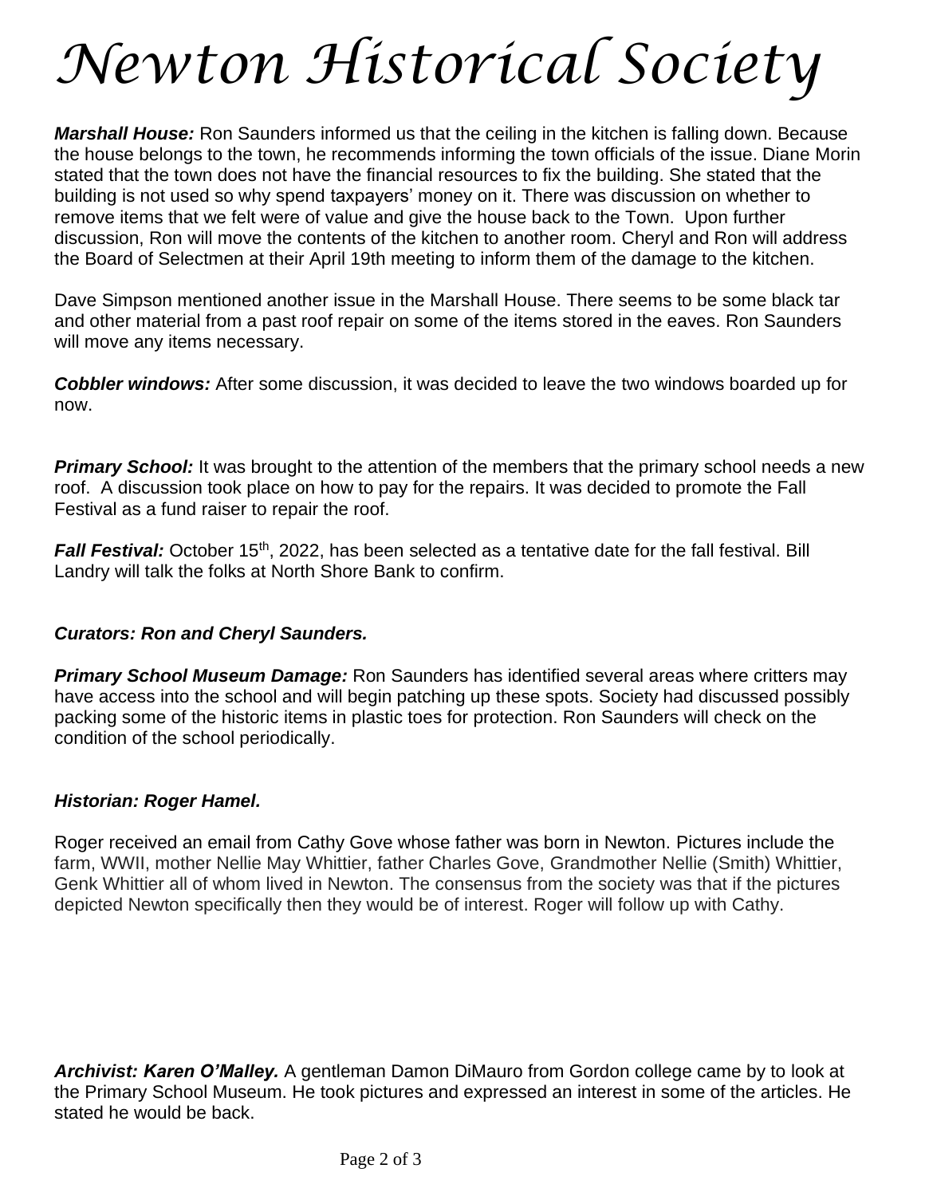# *Newton Historical Society*

***Marshall House:*** Ron Saunders informed us that the ceiling in the kitchen is falling down. Because the house belongs to the town, he recommends informing the town officials of the issue. Diane Morin stated that the town does not have the financial resources to fix the building. She stated that the building is not used so why spend taxpayers' money on it. There was discussion on whether to remove items that we felt were of value and give the house back to the Town. Upon further discussion, Ron will move the contents of the kitchen to another room. Cheryl and Ron will address the Board of Selectmen at their April 19th meeting to inform them of the damage to the kitchen.

Dave Simpson mentioned another issue in the Marshall House. There seems to be some black tar and other material from a past roof repair on some of the items stored in the eaves. Ron Saunders will move any items necessary.

***Cobbler windows:*** After some discussion, it was decided to leave the two windows boarded up for now.

***Primary School:*** It was brought to the attention of the members that the primary school needs a new roof. A discussion took place on how to pay for the repairs. It was decided to promote the Fall Festival as a fund raiser to repair the roof.

***Fall Festival:*** October 15th, 2022, has been selected as a tentative date for the fall festival. Bill Landry will talk the folks at North Shore Bank to confirm.

***Curators: Ron and Cheryl Saunders.***

***Primary School Museum Damage:*** Ron Saunders has identified several areas where critters may have access into the school and will begin patching up these spots. Society had discussed possibly packing some of the historic items in plastic toes for protection. Ron Saunders will check on the condition of the school periodically.

***Historian: Roger Hamel.***

Roger received an email from Cathy Gove whose father was born in Newton. Pictures include the farm, WWII, mother Nellie May Whittier, father Charles Gove, Grandmother Nellie (Smith) Whittier, Genk Whittier all of whom lived in Newton. The consensus from the society was that if the pictures depicted Newton specifically then they would be of interest. Roger will follow up with Cathy.

***Archivist: Karen O'Malley.*** A gentleman Damon DiMauro from Gordon college came by to look at the Primary School Museum. He took pictures and expressed an interest in some of the articles. He stated he would be back.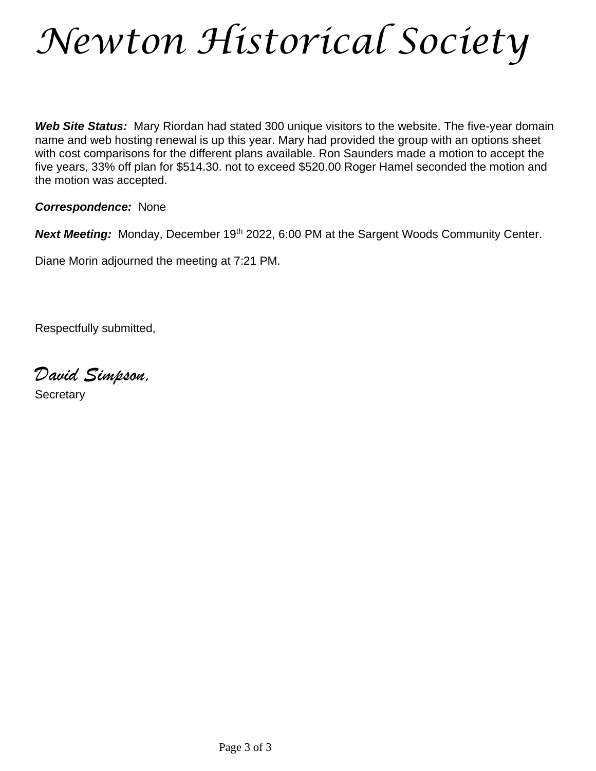# Newton Historical Society

***Web Site Status:*** Mary Riordan had stated 300 unique visitors to the website. The five-year domain name and web hosting renewal is up this year. Mary had provided the group with an options sheet with cost comparisons for the different plans available. Ron Saunders made a motion to accept the five years, 33% off plan for $514.30. not to exceed $520.00 Roger Hamel seconded the motion and the motion was accepted.

***Correspondence:*** None

***Next Meeting:*** Monday, December 19th 2022, 6:00 PM at the Sargent Woods Community Center.

Diane Morin adjourned the meeting at 7:21 PM.

Respectfully submitted,

*David Simpson,*
Secretary